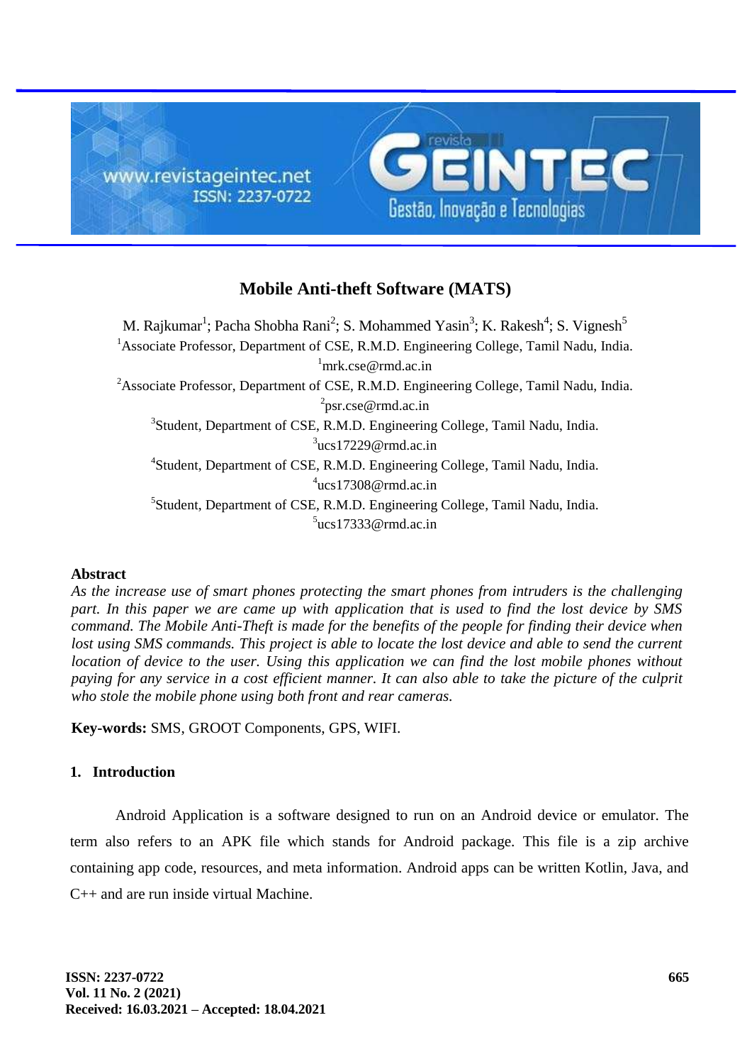# Mobile Anti-theft Software (MATS)

M. Rajkumar[1]; Pacha Shobha Rani[2]; S. Mohammed Yasin[3]; K. Rakesh[4]; S. Vignesh[5]

[1]Associate Professor, Department of CSE, R.M.D. Engineering College, Tamil Nadu, India.
[1]mrk.cse@rmd.ac.in

[2]Associate Professor, Department of CSE, R.M.D. Engineering College, Tamil Nadu, India.
[2]psr.cse@rmd.ac.in

[3]Student, Department of CSE, R.M.D. Engineering College, Tamil Nadu, India.
[3]ucs17229@rmd.ac.in

[4]Student, Department of CSE, R.M.D. Engineering College, Tamil Nadu, India.
[4]ucs17308@rmd.ac.in

[5]Student, Department of CSE, R.M.D. Engineering College, Tamil Nadu, India.
[5]ucs17333@rmd.ac.in

## Abstract

*As the increase use of smart phones protecting the smart phones from intruders is the challenging part. In this paper we are came up with application that is used to find the lost device by SMS command. The Mobile Anti-Theft is made for the benefits of the people for finding their device when lost using SMS commands. This project is able to locate the lost device and able to send the current location of device to the user. Using this application we can find the lost mobile phones without paying for any service in a cost efficient manner. It can also able to take the picture of the culprit who stole the mobile phone using both front and rear cameras.*

**Key-words:** SMS, GROOT Components, GPS, WIFI.

## 1. Introduction

Android Application is a software designed to run on an Android device or emulator. The term also refers to an APK file which stands for Android package. This file is a zip archive containing app code, resources, and meta information. Android apps can be written Kotlin, Java, and C++ and are run inside virtual Machine.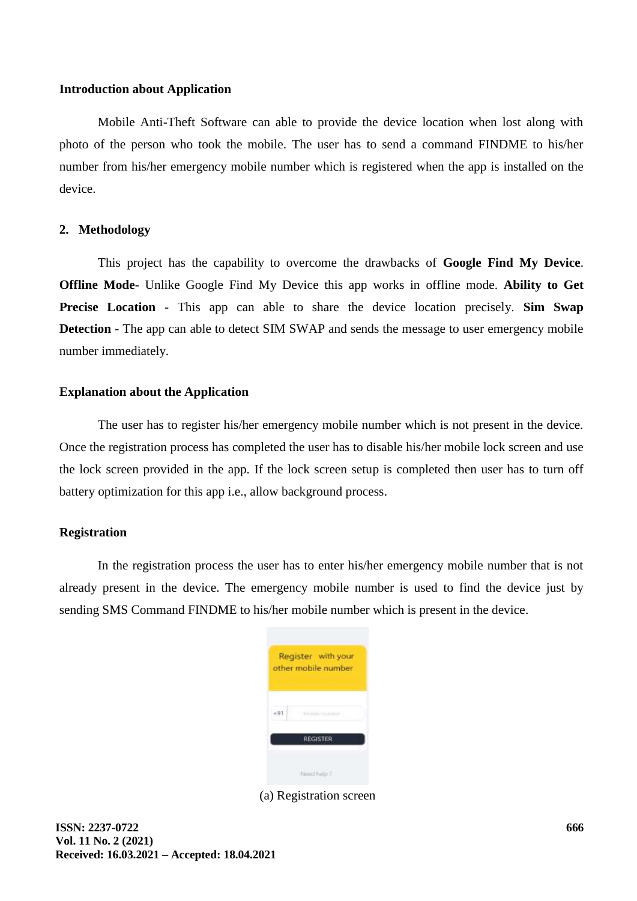**Introduction about Application**

Mobile Anti-Theft Software can able to provide the device location when lost along with photo of the person who took the mobile. The user has to send a command FINDME to his/her number from his/her emergency mobile number which is registered when the app is installed on the device.

## 2. Methodology

This project has the capability to overcome the drawbacks of **Google Find My Device**. **Offline Mode**- Unlike Google Find My Device this app works in offline mode. **Ability to Get Precise Location** - This app can able to share the device location precisely. **Sim Swap Detection** - The app can able to detect SIM SWAP and sends the message to user emergency mobile number immediately.

**Explanation about the Application**

The user has to register his/her emergency mobile number which is not present in the device. Once the registration process has completed the user has to disable his/her mobile lock screen and use the lock screen provided in the app. If the lock screen setup is completed then user has to turn off battery optimization for this app i.e., allow background process.

**Registration**

In the registration process the user has to enter his/her emergency mobile number that is not already present in the device. The emergency mobile number is used to find the device just by sending SMS Command FINDME to his/her mobile number which is present in the device.

(a) Registration screen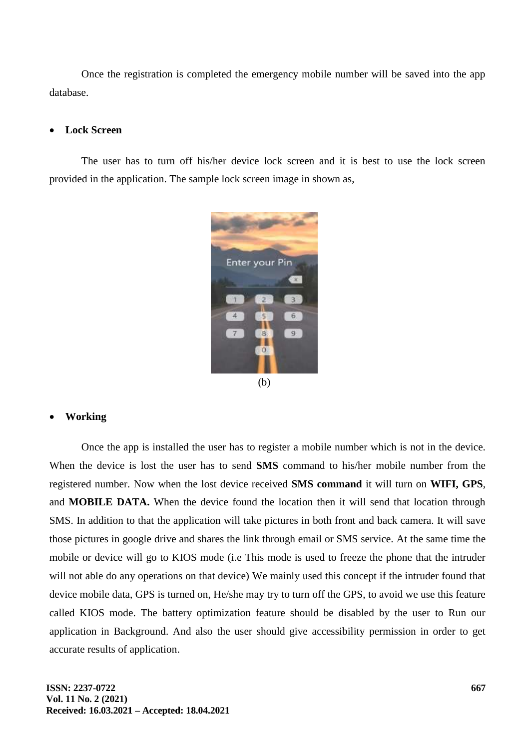Once the registration is completed the emergency mobile number will be saved into the app database.

- **Lock Screen**

The user has to turn off his/her device lock screen and it is best to use the lock screen provided in the application. The sample lock screen image in shown as,

(b)

- **Working**

Once the app is installed the user has to register a mobile number which is not in the device. When the device is lost the user has to send **SMS** command to his/her mobile number from the registered number. Now when the lost device received **SMS command** it will turn on **WIFI, GPS**, and **MOBILE DATA.** When the device found the location then it will send that location through SMS. In addition to that the application will take pictures in both front and back camera. It will save those pictures in google drive and shares the link through email or SMS service. At the same time the mobile or device will go to KIOS mode (i.e This mode is used to freeze the phone that the intruder will not able do any operations on that device) We mainly used this concept if the intruder found that device mobile data, GPS is turned on, He/she may try to turn off the GPS, to avoid we use this feature called KIOS mode. The battery optimization feature should be disabled by the user to Run our application in Background. And also the user should give accessibility permission in order to get accurate results of application.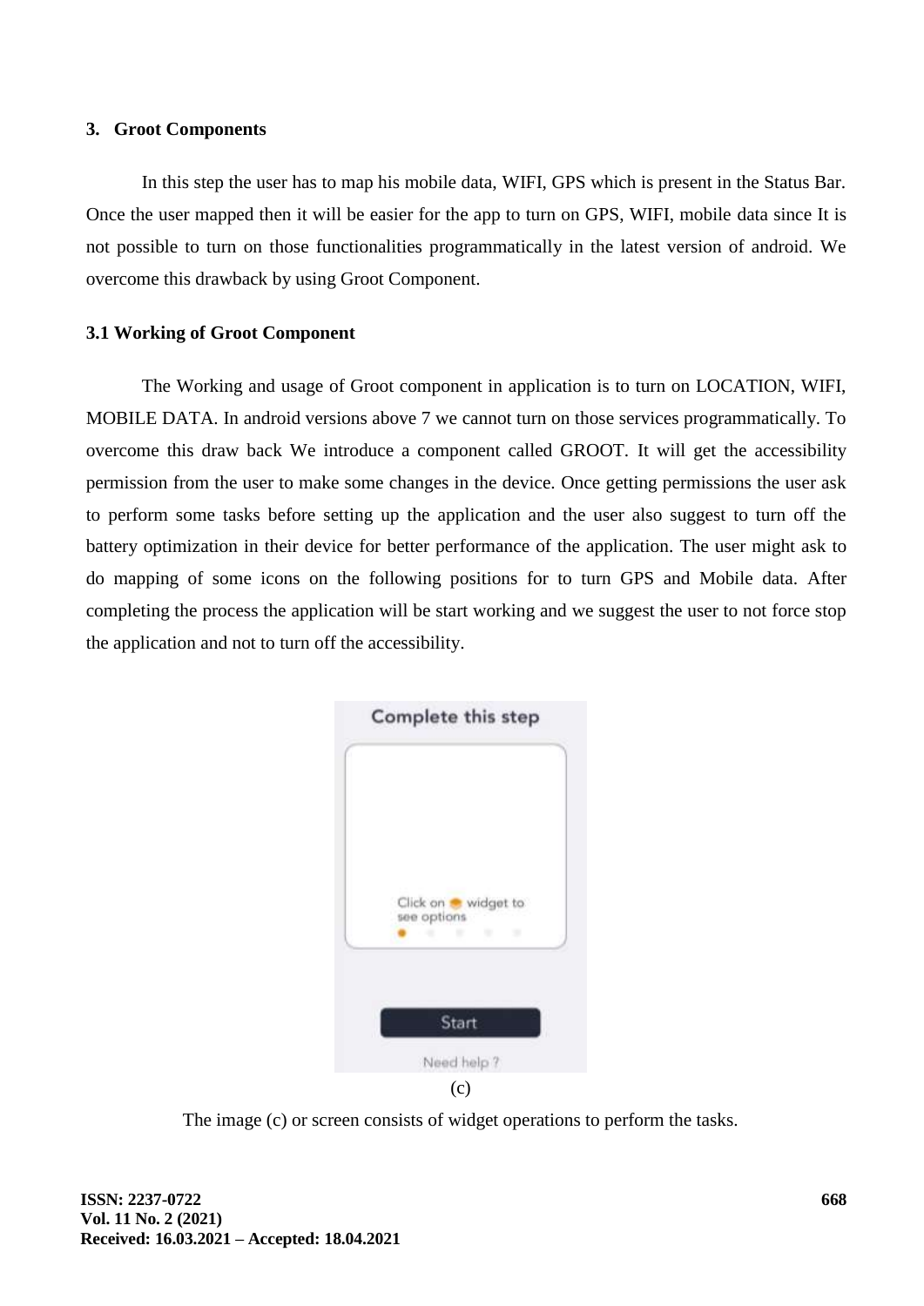## 3. Groot Components

In this step the user has to map his mobile data, WIFI, GPS which is present in the Status Bar. Once the user mapped then it will be easier for the app to turn on GPS, WIFI, mobile data since It is not possible to turn on those functionalities programmatically in the latest version of android. We overcome this drawback by using Groot Component.

### 3.1 Working of Groot Component

The Working and usage of Groot component in application is to turn on LOCATION, WIFI, MOBILE DATA. In android versions above 7 we cannot turn on those services programmatically. To overcome this draw back We introduce a component called GROOT. It will get the accessibility permission from the user to make some changes in the device. Once getting permissions the user ask to perform some tasks before setting up the application and the user also suggest to turn off the battery optimization in their device for better performance of the application. The user might ask to do mapping of some icons on the following positions for to turn GPS and Mobile data. After completing the process the application will be start working and we suggest the user to not force stop the application and not to turn off the accessibility.

(c)

The image (c) or screen consists of widget operations to perform the tasks.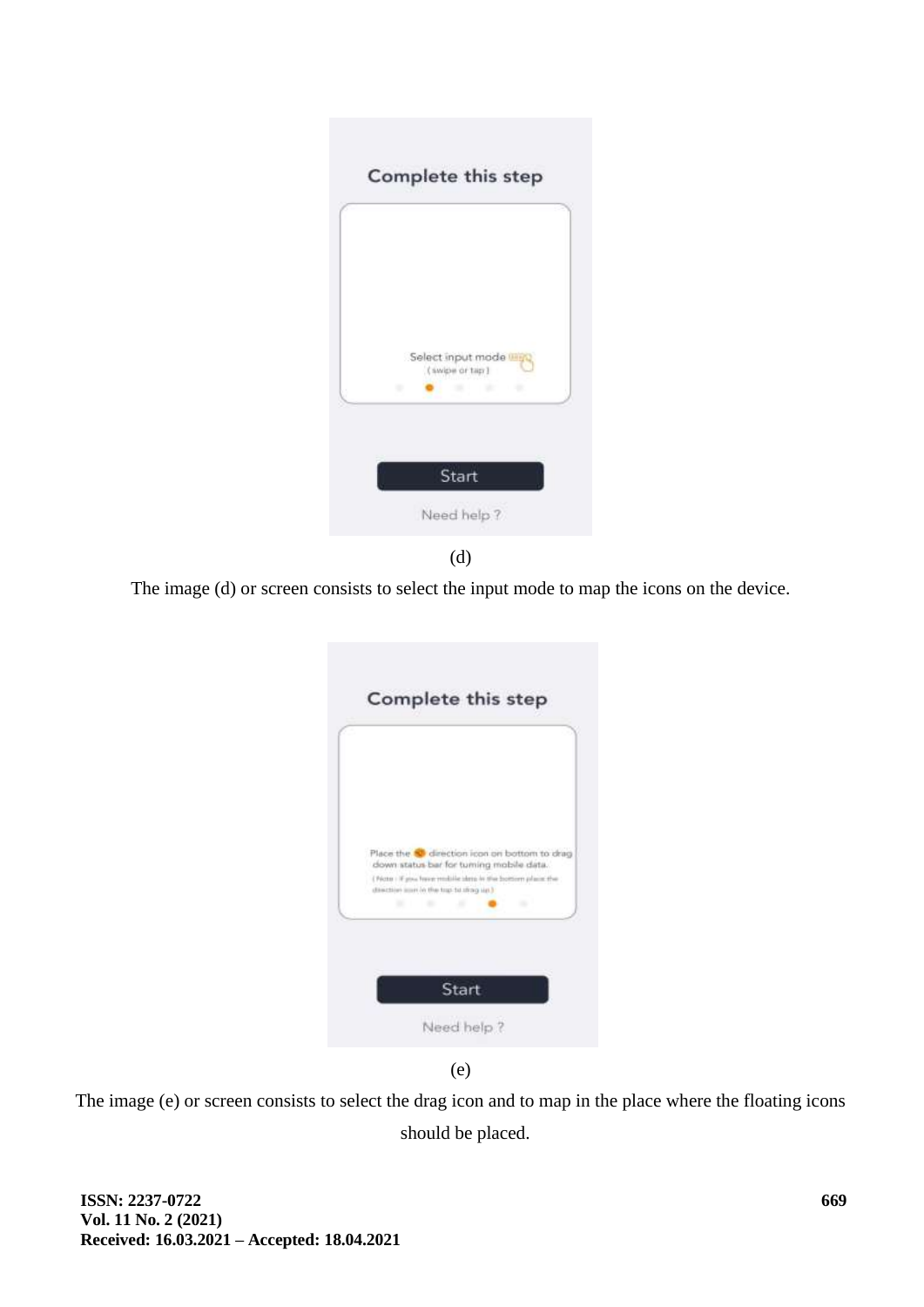(d)

The image (d) or screen consists to select the input mode to map the icons on the device.

(e)

The image (e) or screen consists to select the drag icon and to map in the place where the floating icons should be placed.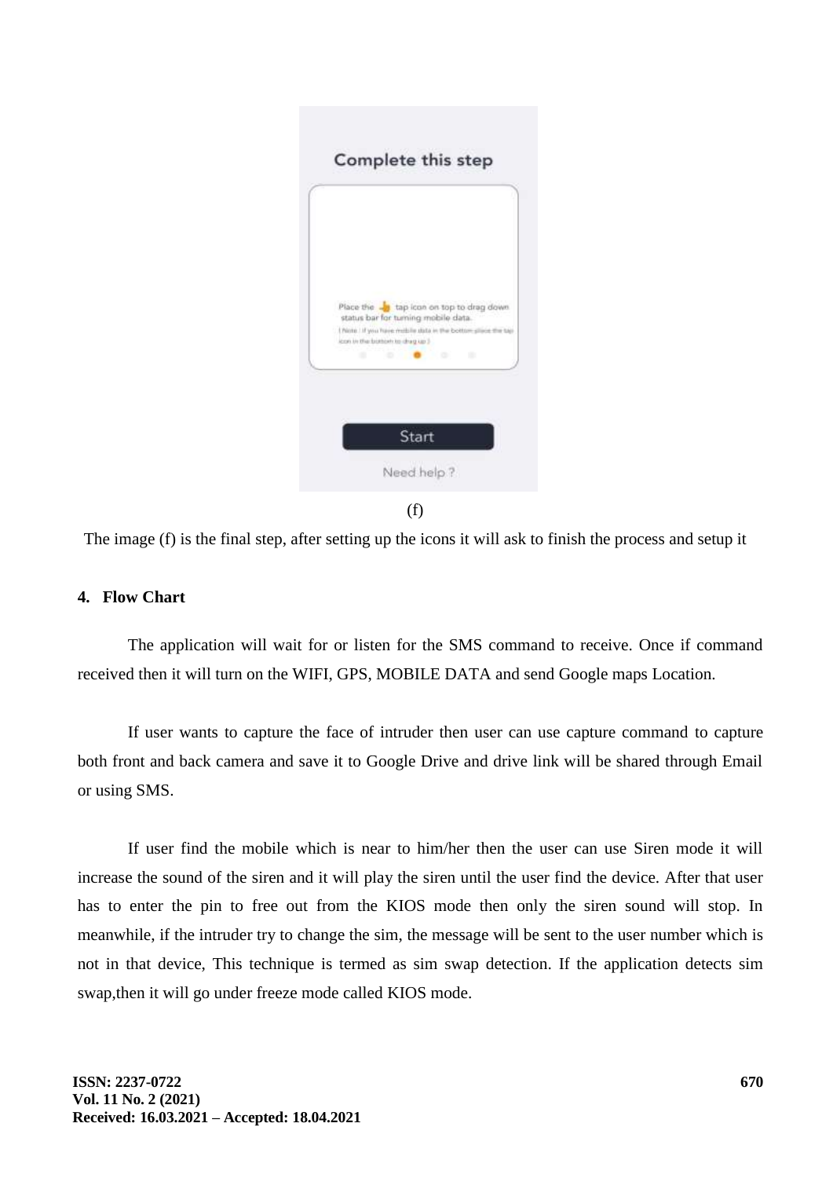(f)

The image (f) is the final step, after setting up the icons it will ask to finish the process and setup it

## 4. Flow Chart

The application will wait for or listen for the SMS command to receive. Once if command received then it will turn on the WIFI, GPS, MOBILE DATA and send Google maps Location.

If user wants to capture the face of intruder then user can use capture command to capture both front and back camera and save it to Google Drive and drive link will be shared through Email or using SMS.

If user find the mobile which is near to him/her then the user can use Siren mode it will increase the sound of the siren and it will play the siren until the user find the device. After that user has to enter the pin to free out from the KIOS mode then only the siren sound will stop. In meanwhile, if the intruder try to change the sim, the message will be sent to the user number which is not in that device, This technique is termed as sim swap detection. If the application detects sim swap,then it will go under freeze mode called KIOS mode.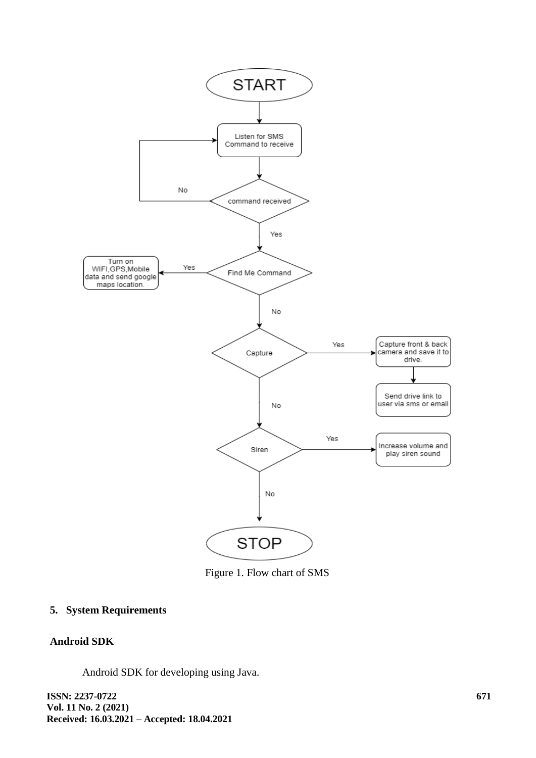Figure 1. Flow chart of SMS

## 5. System Requirements

### Android SDK

Android SDK for developing using Java.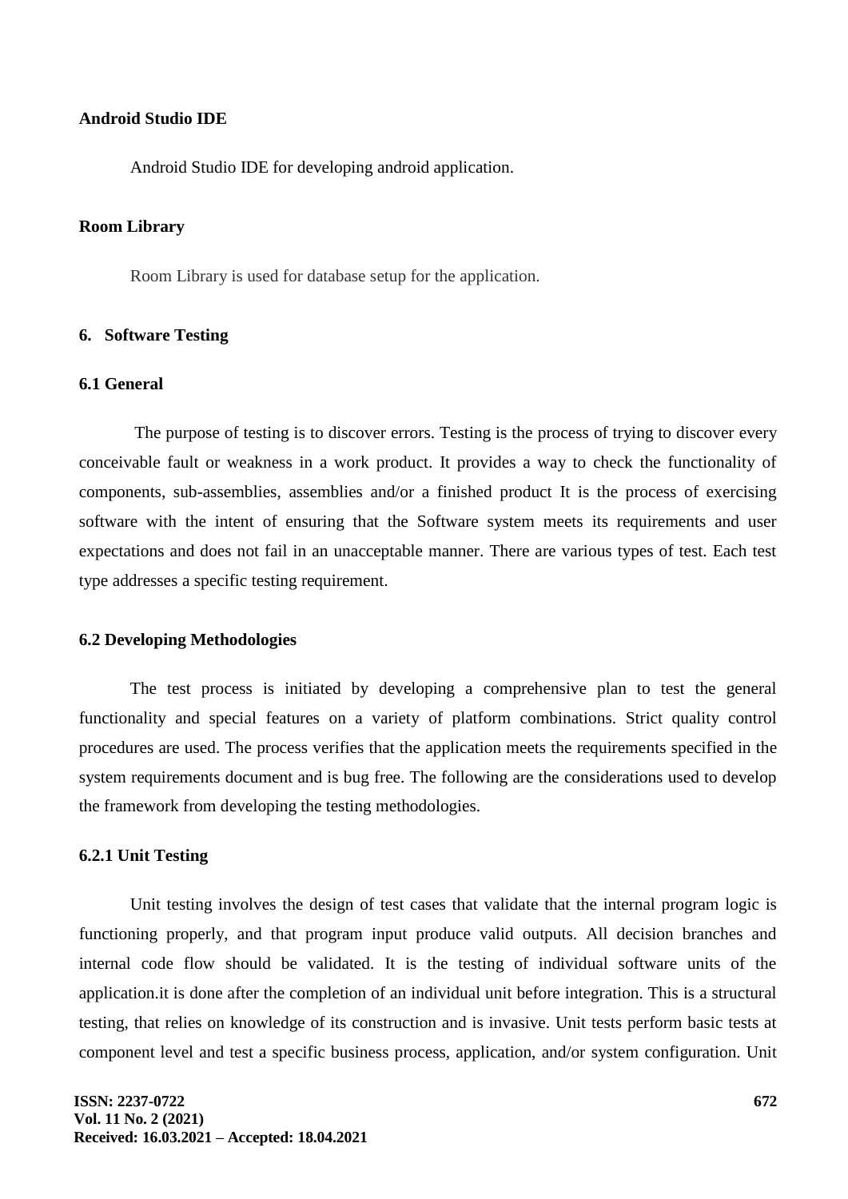**Android Studio IDE**

Android Studio IDE for developing android application.

**Room Library**

Room Library is used for database setup for the application.

## 6. Software Testing

### 6.1 General

The purpose of testing is to discover errors. Testing is the process of trying to discover every conceivable fault or weakness in a work product. It provides a way to check the functionality of components, sub-assemblies, assemblies and/or a finished product It is the process of exercising software with the intent of ensuring that the Software system meets its requirements and user expectations and does not fail in an unacceptable manner. There are various types of test. Each test type addresses a specific testing requirement.

### 6.2 Developing Methodologies

The test process is initiated by developing a comprehensive plan to test the general functionality and special features on a variety of platform combinations. Strict quality control procedures are used. The process verifies that the application meets the requirements specified in the system requirements document and is bug free. The following are the considerations used to develop the framework from developing the testing methodologies.

#### 6.2.1 Unit Testing

Unit testing involves the design of test cases that validate that the internal program logic is functioning properly, and that program input produce valid outputs. All decision branches and internal code flow should be validated. It is the testing of individual software units of the application.it is done after the completion of an individual unit before integration. This is a structural testing, that relies on knowledge of its construction and is invasive. Unit tests perform basic tests at component level and test a specific business process, application, and/or system configuration. Unit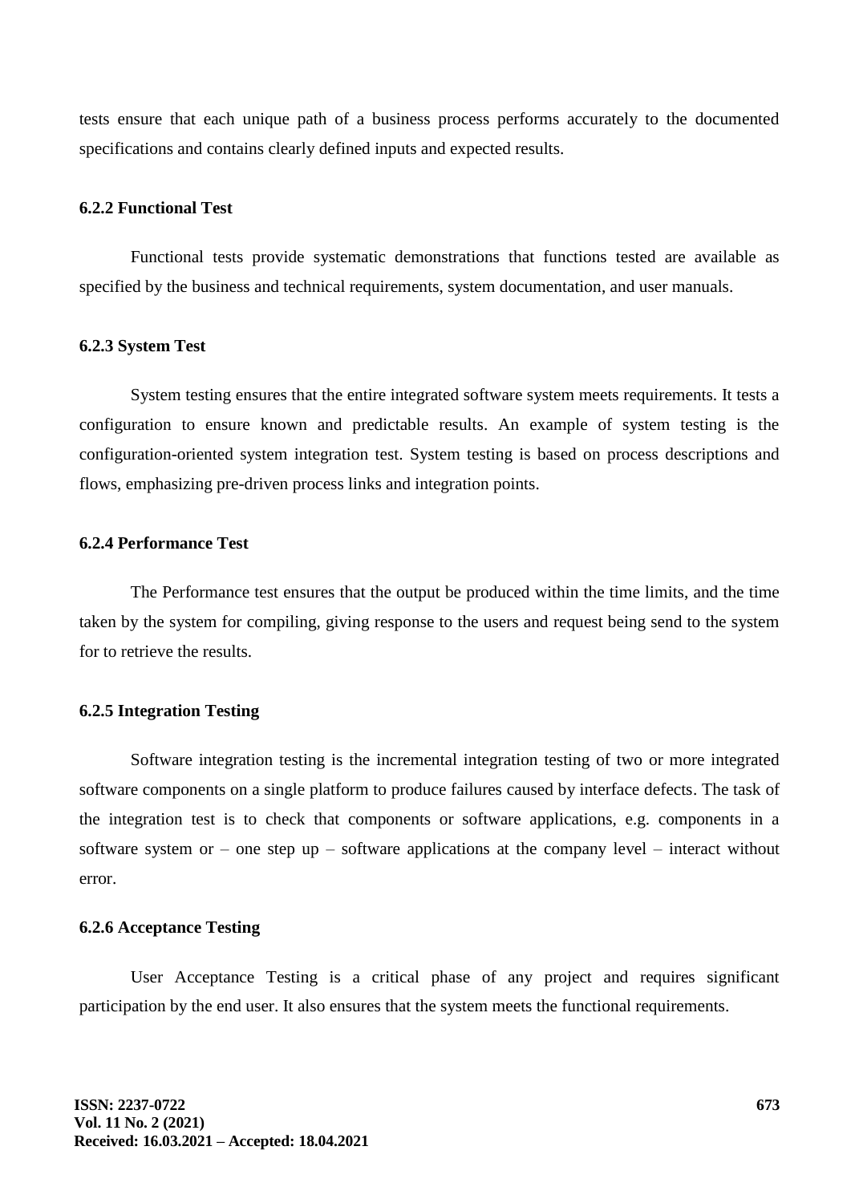tests ensure that each unique path of a business process performs accurately to the documented specifications and contains clearly defined inputs and expected results.

### 6.2.2 Functional Test

Functional tests provide systematic demonstrations that functions tested are available as specified by the business and technical requirements, system documentation, and user manuals.

### 6.2.3 System Test

System testing ensures that the entire integrated software system meets requirements. It tests a configuration to ensure known and predictable results. An example of system testing is the configuration-oriented system integration test. System testing is based on process descriptions and flows, emphasizing pre-driven process links and integration points.

### 6.2.4 Performance Test

The Performance test ensures that the output be produced within the time limits, and the time taken by the system for compiling, giving response to the users and request being send to the system for to retrieve the results.

### 6.2.5 Integration Testing

Software integration testing is the incremental integration testing of two or more integrated software components on a single platform to produce failures caused by interface defects. The task of the integration test is to check that components or software applications, e.g. components in a software system or – one step up – software applications at the company level – interact without error.

### 6.2.6 Acceptance Testing

User Acceptance Testing is a critical phase of any project and requires significant participation by the end user. It also ensures that the system meets the functional requirements.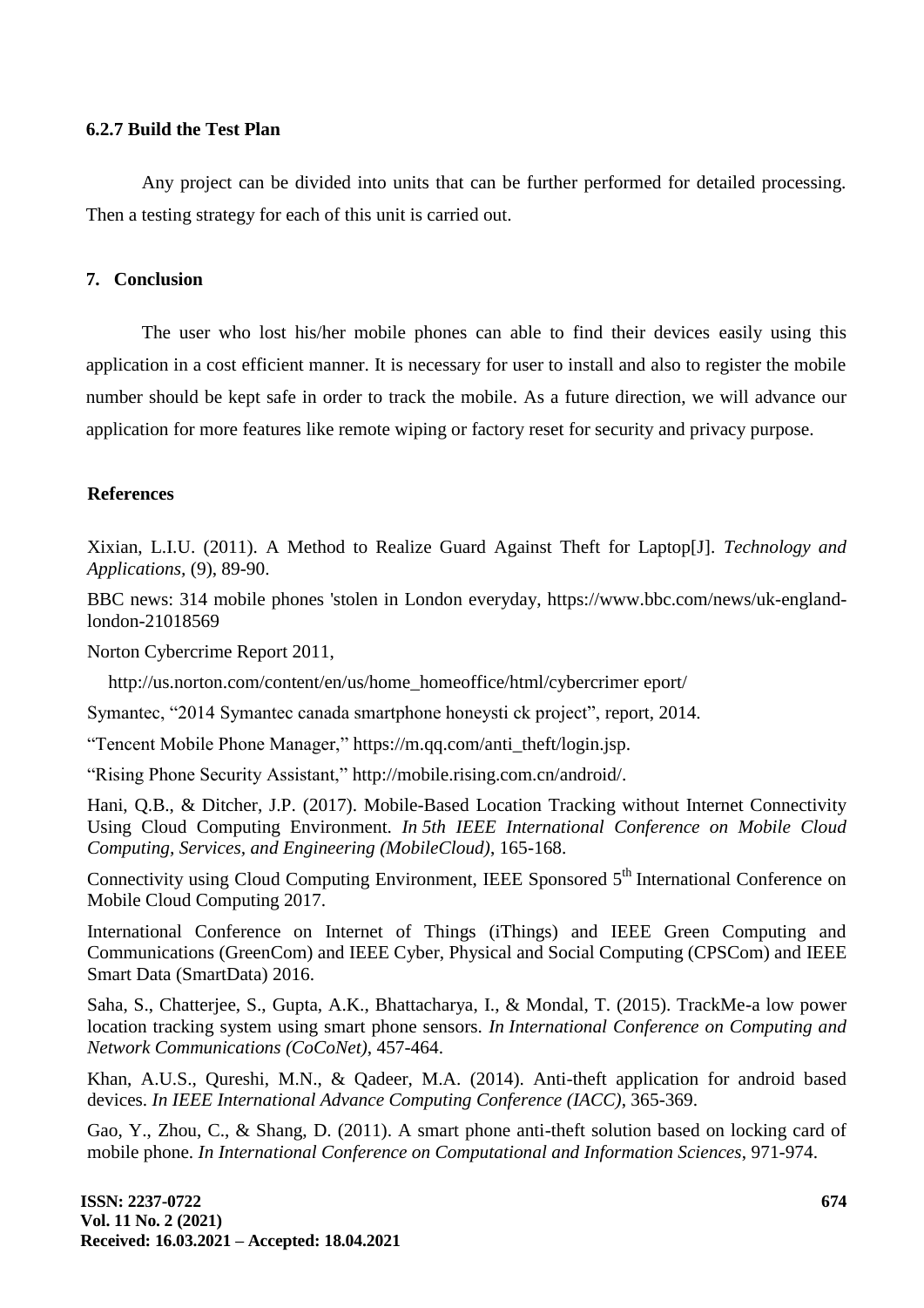### 6.2.7 Build the Test Plan

Any project can be divided into units that can be further performed for detailed processing. Then a testing strategy for each of this unit is carried out.

## 7. Conclusion

The user who lost his/her mobile phones can able to find their devices easily using this application in a cost efficient manner. It is necessary for user to install and also to register the mobile number should be kept safe in order to track the mobile. As a future direction, we will advance our application for more features like remote wiping or factory reset for security and privacy purpose.

## References

Xixian, L.I.U. (2011). A Method to Realize Guard Against Theft for Laptop[J]. *Technology and Applications*, (9), 89-90.

BBC news: 314 mobile phones 'stolen in London everyday, https://www.bbc.com/news/uk-england-london-21018569

Norton Cybercrime Report 2011,

http://us.norton.com/content/en/us/home_homeoffice/html/cybercrimer eport/

Symantec, "2014 Symantec canada smartphone honeysti ck project", report, 2014.

"Tencent Mobile Phone Manager," https://m.qq.com/anti_theft/login.jsp.

"Rising Phone Security Assistant," http://mobile.rising.com.cn/android/.

Hani, Q.B., & Ditcher, J.P. (2017). Mobile-Based Location Tracking without Internet Connectivity Using Cloud Computing Environment. *In 5th IEEE International Conference on Mobile Cloud Computing, Services, and Engineering (MobileCloud)*, 165-168.

Connectivity using Cloud Computing Environment, IEEE Sponsored 5th International Conference on Mobile Cloud Computing 2017.

International Conference on Internet of Things (iThings) and IEEE Green Computing and Communications (GreenCom) and IEEE Cyber, Physical and Social Computing (CPSCom) and IEEE Smart Data (SmartData) 2016.

Saha, S., Chatterjee, S., Gupta, A.K., Bhattacharya, I., & Mondal, T. (2015). TrackMe-a low power location tracking system using smart phone sensors. *In International Conference on Computing and Network Communications (CoCoNet)*, 457-464.

Khan, A.U.S., Qureshi, M.N., & Qadeer, M.A. (2014). Anti-theft application for android based devices. *In IEEE International Advance Computing Conference (IACC)*, 365-369.

Gao, Y., Zhou, C., & Shang, D. (2011). A smart phone anti-theft solution based on locking card of mobile phone. *In International Conference on Computational and Information Sciences*, 971-974.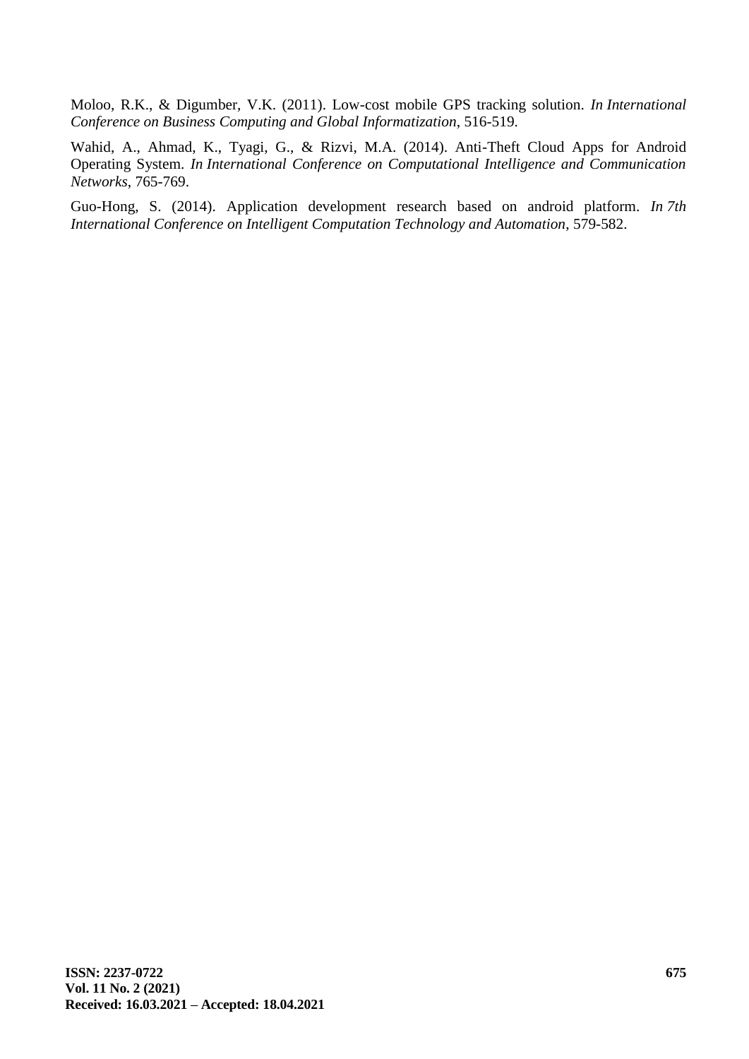Moloo, R.K., & Digumber, V.K. (2011). Low-cost mobile GPS tracking solution. *In International Conference on Business Computing and Global Informatization*, 516-519.

Wahid, A., Ahmad, K., Tyagi, G., & Rizvi, M.A. (2014). Anti-Theft Cloud Apps for Android Operating System. *In International Conference on Computational Intelligence and Communication Networks*, 765-769.

Guo-Hong, S. (2014). Application development research based on android platform. *In 7th International Conference on Intelligent Computation Technology and Automation*, 579-582.